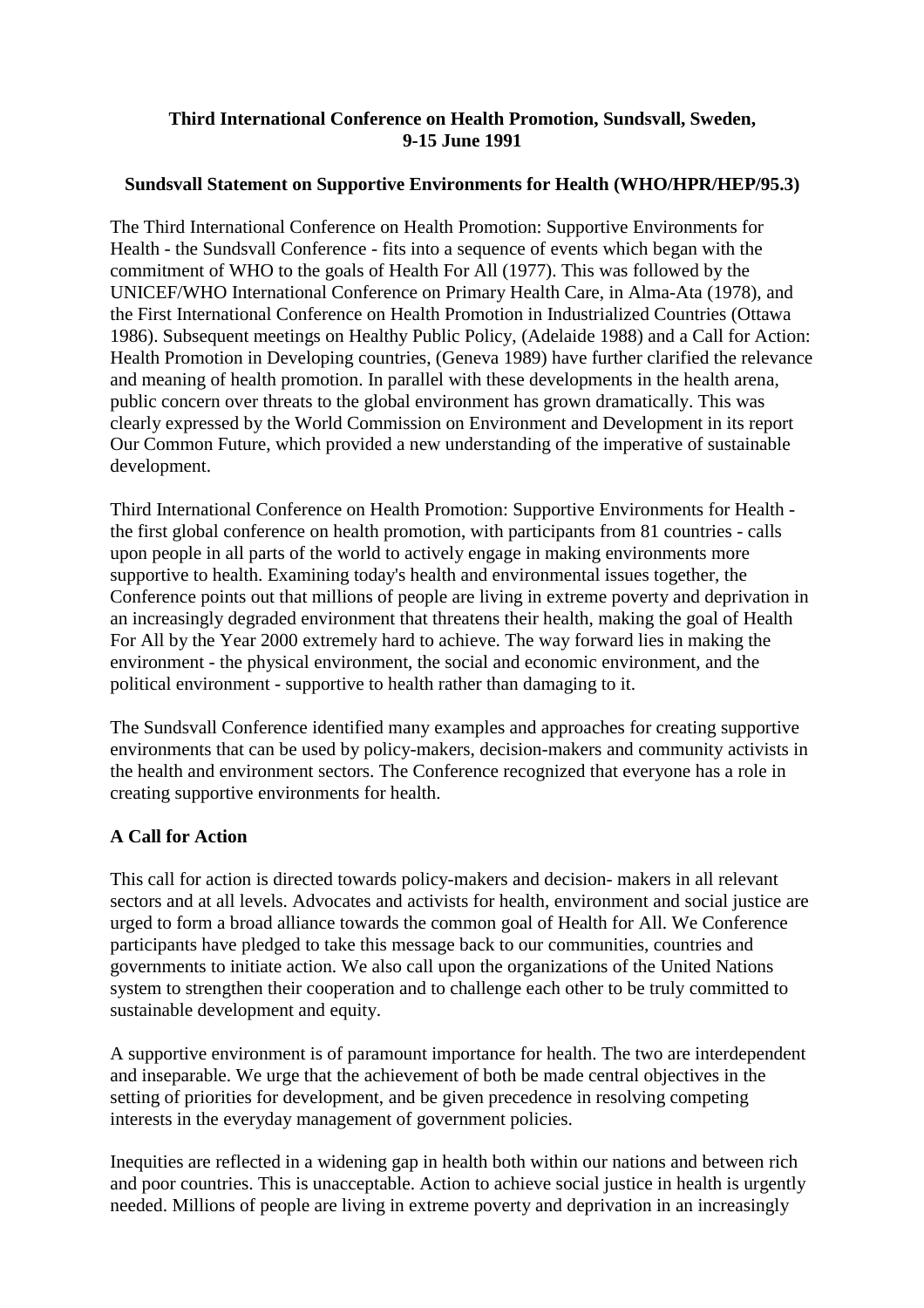**Third International Conference on Health Promotion, Sundsvall, Sweden, 9-15 June 1991**

**Sundsvall Statement on Supportive Environments for Health (WHO/HPR/HEP/95.3)**

The Third International Conference on Health Promotion: Supportive Environments for Health - the Sundsvall Conference - fits into a sequence of events which began with the commitment of WHO to the goals of Health For All (1977). This was followed by the UNICEF/WHO International Conference on Primary Health Care, in Alma-Ata (1978), and the First International Conference on Health Promotion in Industrialized Countries (Ottawa 1986). Subsequent meetings on Healthy Public Policy, (Adelaide 1988) and a Call for Action: Health Promotion in Developing countries, (Geneva 1989) have further clarified the relevance and meaning of health promotion. In parallel with these developments in the health arena, public concern over threats to the global environment has grown dramatically. This was clearly expressed by the World Commission on Environment and Development in its report Our Common Future, which provided a new understanding of the imperative of sustainable development.

Third International Conference on Health Promotion: Supportive Environments for Health - the first global conference on health promotion, with participants from 81 countries - calls upon people in all parts of the world to actively engage in making environments more supportive to health. Examining today's health and environmental issues together, the Conference points out that millions of people are living in extreme poverty and deprivation in an increasingly degraded environment that threatens their health, making the goal of Health For All by the Year 2000 extremely hard to achieve. The way forward lies in making the environment - the physical environment, the social and economic environment, and the political environment - supportive to health rather than damaging to it.

The Sundsvall Conference identified many examples and approaches for creating supportive environments that can be used by policy-makers, decision-makers and community activists in the health and environment sectors. The Conference recognized that everyone has a role in creating supportive environments for health.

## A Call for Action

This call for action is directed towards policy-makers and decision- makers in all relevant sectors and at all levels. Advocates and activists for health, environment and social justice are urged to form a broad alliance towards the common goal of Health for All. We Conference participants have pledged to take this message back to our communities, countries and governments to initiate action. We also call upon the organizations of the United Nations system to strengthen their cooperation and to challenge each other to be truly committed to sustainable development and equity.

A supportive environment is of paramount importance for health. The two are interdependent and inseparable. We urge that the achievement of both be made central objectives in the setting of priorities for development, and be given precedence in resolving competing interests in the everyday management of government policies.

Inequities are reflected in a widening gap in health both within our nations and between rich and poor countries. This is unacceptable. Action to achieve social justice in health is urgently needed. Millions of people are living in extreme poverty and deprivation in an increasingly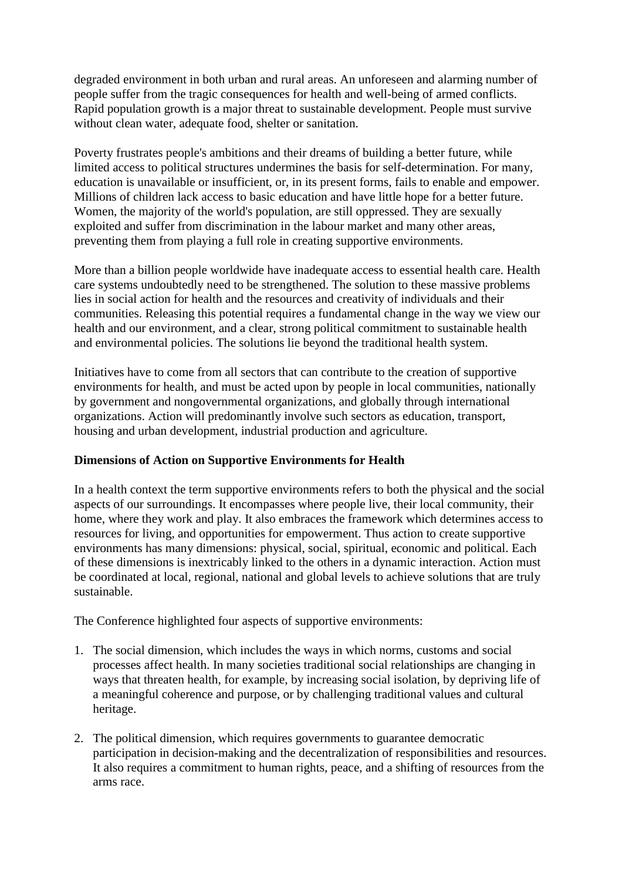degraded environment in both urban and rural areas. An unforeseen and alarming number of people suffer from the tragic consequences for health and well-being of armed conflicts. Rapid population growth is a major threat to sustainable development. People must survive without clean water, adequate food, shelter or sanitation.

Poverty frustrates people's ambitions and their dreams of building a better future, while limited access to political structures undermines the basis for self-determination. For many, education is unavailable or insufficient, or, in its present forms, fails to enable and empower. Millions of children lack access to basic education and have little hope for a better future. Women, the majority of the world's population, are still oppressed. They are sexually exploited and suffer from discrimination in the labour market and many other areas, preventing them from playing a full role in creating supportive environments.

More than a billion people worldwide have inadequate access to essential health care. Health care systems undoubtedly need to be strengthened. The solution to these massive problems lies in social action for health and the resources and creativity of individuals and their communities. Releasing this potential requires a fundamental change in the way we view our health and our environment, and a clear, strong political commitment to sustainable health and environmental policies. The solutions lie beyond the traditional health system.

Initiatives have to come from all sectors that can contribute to the creation of supportive environments for health, and must be acted upon by people in local communities, nationally by government and nongovernmental organizations, and globally through international organizations. Action will predominantly involve such sectors as education, transport, housing and urban development, industrial production and agriculture.

**Dimensions of Action on Supportive Environments for Health**

In a health context the term supportive environments refers to both the physical and the social aspects of our surroundings. It encompasses where people live, their local community, their home, where they work and play. It also embraces the framework which determines access to resources for living, and opportunities for empowerment. Thus action to create supportive environments has many dimensions: physical, social, spiritual, economic and political. Each of these dimensions is inextricably linked to the others in a dynamic interaction. Action must be coordinated at local, regional, national and global levels to achieve solutions that are truly sustainable.

The Conference highlighted four aspects of supportive environments:

1. The social dimension, which includes the ways in which norms, customs and social processes affect health. In many societies traditional social relationships are changing in ways that threaten health, for example, by increasing social isolation, by depriving life of a meaningful coherence and purpose, or by challenging traditional values and cultural heritage.

2. The political dimension, which requires governments to guarantee democratic participation in decision-making and the decentralization of responsibilities and resources. It also requires a commitment to human rights, peace, and a shifting of resources from the arms race.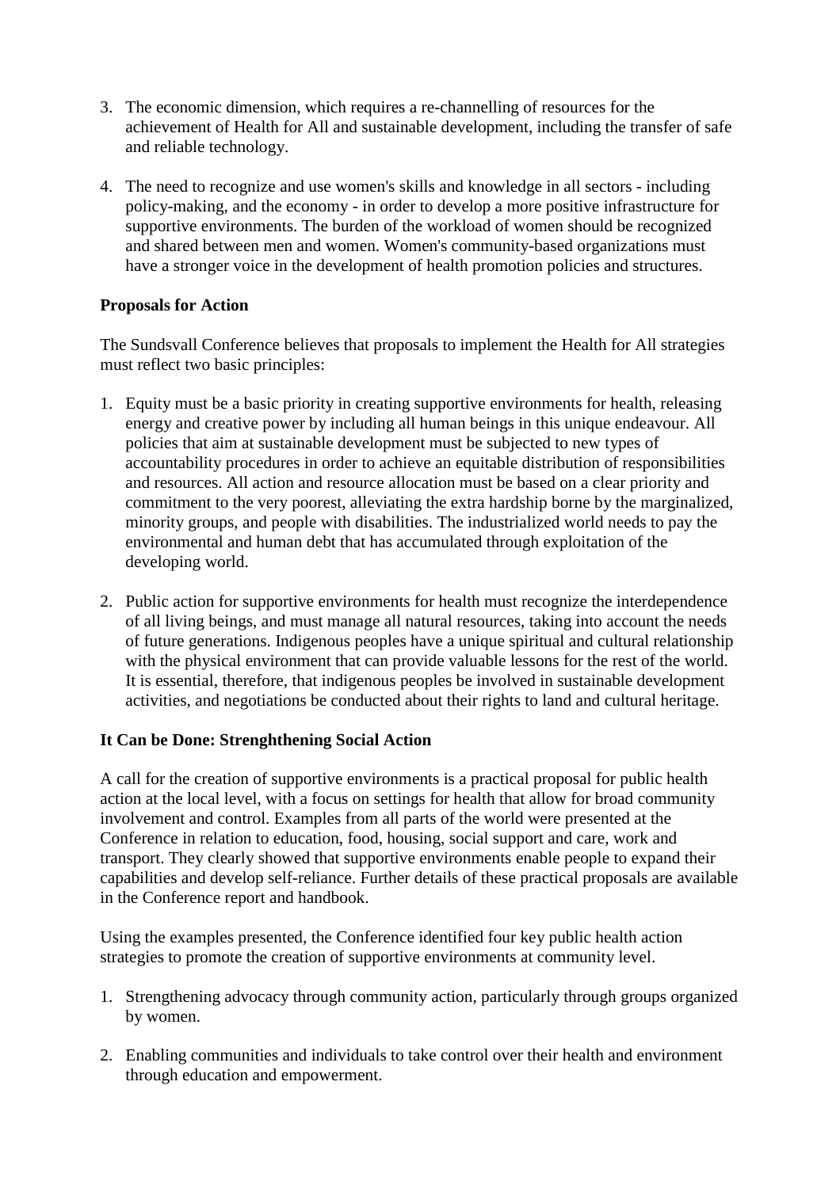3. The economic dimension, which requires a re-channelling of resources for the achievement of Health for All and sustainable development, including the transfer of safe and reliable technology.

4. The need to recognize and use women's skills and knowledge in all sectors - including policy-making, and the economy - in order to develop a more positive infrastructure for supportive environments. The burden of the workload of women should be recognized and shared between men and women. Women's community-based organizations must have a stronger voice in the development of health promotion policies and structures.

**Proposals for Action**

The Sundsvall Conference believes that proposals to implement the Health for All strategies must reflect two basic principles:

1. Equity must be a basic priority in creating supportive environments for health, releasing energy and creative power by including all human beings in this unique endeavour. All policies that aim at sustainable development must be subjected to new types of accountability procedures in order to achieve an equitable distribution of responsibilities and resources. All action and resource allocation must be based on a clear priority and commitment to the very poorest, alleviating the extra hardship borne by the marginalized, minority groups, and people with disabilities. The industrialized world needs to pay the environmental and human debt that has accumulated through exploitation of the developing world.

2. Public action for supportive environments for health must recognize the interdependence of all living beings, and must manage all natural resources, taking into account the needs of future generations. Indigenous peoples have a unique spiritual and cultural relationship with the physical environment that can provide valuable lessons for the rest of the world. It is essential, therefore, that indigenous peoples be involved in sustainable development activities, and negotiations be conducted about their rights to land and cultural heritage.

**It Can be Done: Strenghthening Social Action**

A call for the creation of supportive environments is a practical proposal for public health action at the local level, with a focus on settings for health that allow for broad community involvement and control. Examples from all parts of the world were presented at the Conference in relation to education, food, housing, social support and care, work and transport. They clearly showed that supportive environments enable people to expand their capabilities and develop self-reliance. Further details of these practical proposals are available in the Conference report and handbook.

Using the examples presented, the Conference identified four key public health action strategies to promote the creation of supportive environments at community level.

1. Strengthening advocacy through community action, particularly through groups organized by women.

2. Enabling communities and individuals to take control over their health and environment through education and empowerment.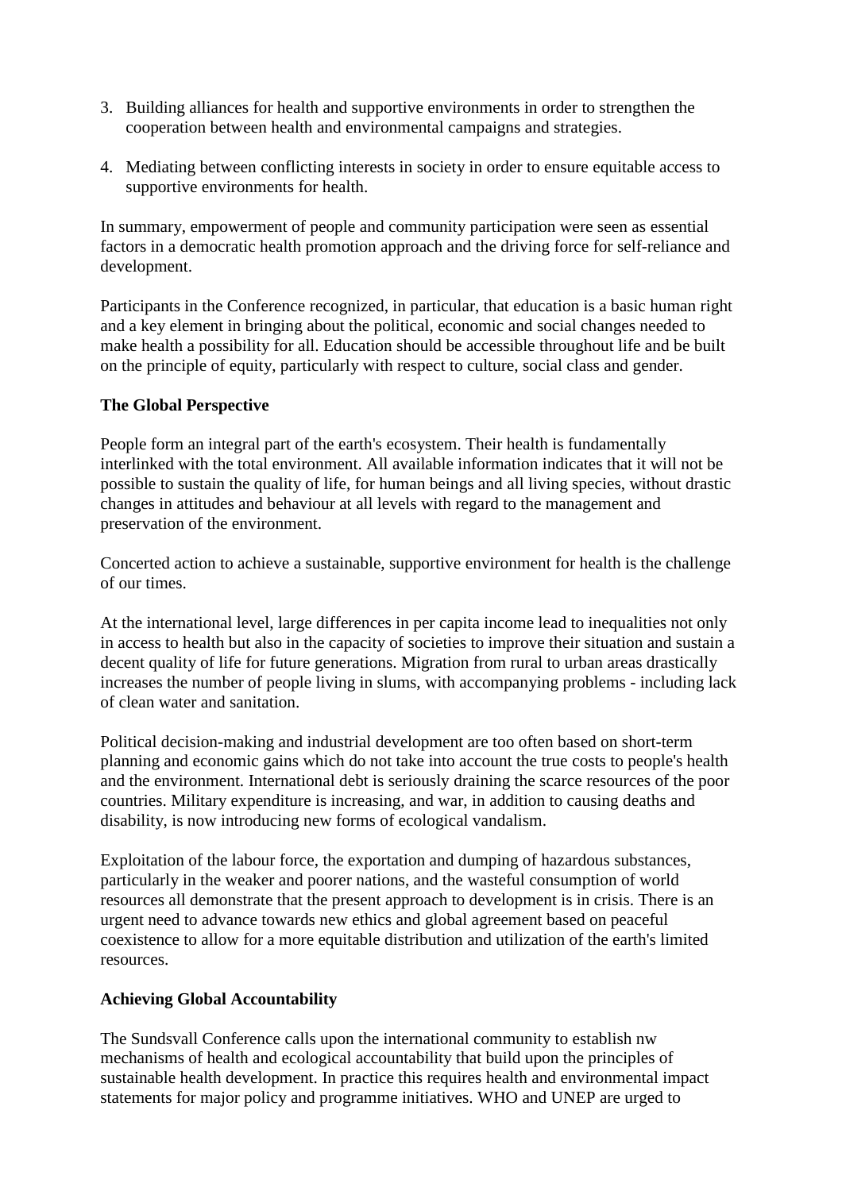3. Building alliances for health and supportive environments in order to strengthen the cooperation between health and environmental campaigns and strategies.

4. Mediating between conflicting interests in society in order to ensure equitable access to supportive environments for health.

In summary, empowerment of people and community participation were seen as essential factors in a democratic health promotion approach and the driving force for self-reliance and development.

Participants in the Conference recognized, in particular, that education is a basic human right and a key element in bringing about the political, economic and social changes needed to make health a possibility for all. Education should be accessible throughout life and be built on the principle of equity, particularly with respect to culture, social class and gender.

**The Global Perspective**

People form an integral part of the earth's ecosystem. Their health is fundamentally interlinked with the total environment. All available information indicates that it will not be possible to sustain the quality of life, for human beings and all living species, without drastic changes in attitudes and behaviour at all levels with regard to the management and preservation of the environment.

Concerted action to achieve a sustainable, supportive environment for health is the challenge of our times.

At the international level, large differences in per capita income lead to inequalities not only in access to health but also in the capacity of societies to improve their situation and sustain a decent quality of life for future generations. Migration from rural to urban areas drastically increases the number of people living in slums, with accompanying problems - including lack of clean water and sanitation.

Political decision-making and industrial development are too often based on short-term planning and economic gains which do not take into account the true costs to people's health and the environment. International debt is seriously draining the scarce resources of the poor countries. Military expenditure is increasing, and war, in addition to causing deaths and disability, is now introducing new forms of ecological vandalism.

Exploitation of the labour force, the exportation and dumping of hazardous substances, particularly in the weaker and poorer nations, and the wasteful consumption of world resources all demonstrate that the present approach to development is in crisis. There is an urgent need to advance towards new ethics and global agreement based on peaceful coexistence to allow for a more equitable distribution and utilization of the earth's limited resources.

**Achieving Global Accountability**

The Sundsvall Conference calls upon the international community to establish nw mechanisms of health and ecological accountability that build upon the principles of sustainable health development. In practice this requires health and environmental impact statements for major policy and programme initiatives. WHO and UNEP are urged to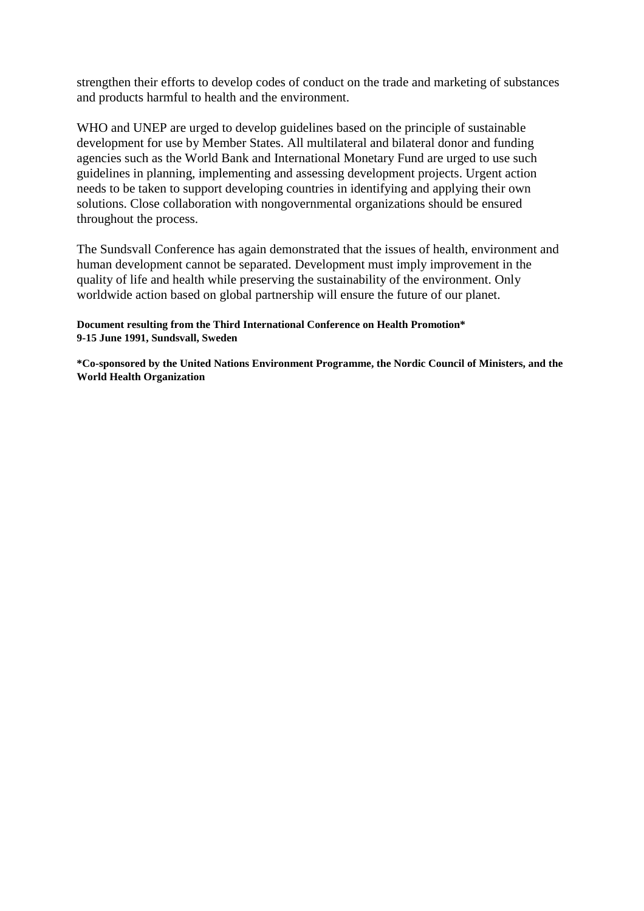strengthen their efforts to develop codes of conduct on the trade and marketing of substances and products harmful to health and the environment.

WHO and UNEP are urged to develop guidelines based on the principle of sustainable development for use by Member States. All multilateral and bilateral donor and funding agencies such as the World Bank and International Monetary Fund are urged to use such guidelines in planning, implementing and assessing development projects. Urgent action needs to be taken to support developing countries in identifying and applying their own solutions. Close collaboration with nongovernmental organizations should be ensured throughout the process.

The Sundsvall Conference has again demonstrated that the issues of health, environment and human development cannot be separated. Development must imply improvement in the quality of life and health while preserving the sustainability of the environment. Only worldwide action based on global partnership will ensure the future of our planet.

**Document resulting from the Third International Conference on Health Promotion***
**9-15 June 1991, Sundsvall, Sweden**

***Co-sponsored by the United Nations Environment Programme, the Nordic Council of Ministers, and the World Health Organization**